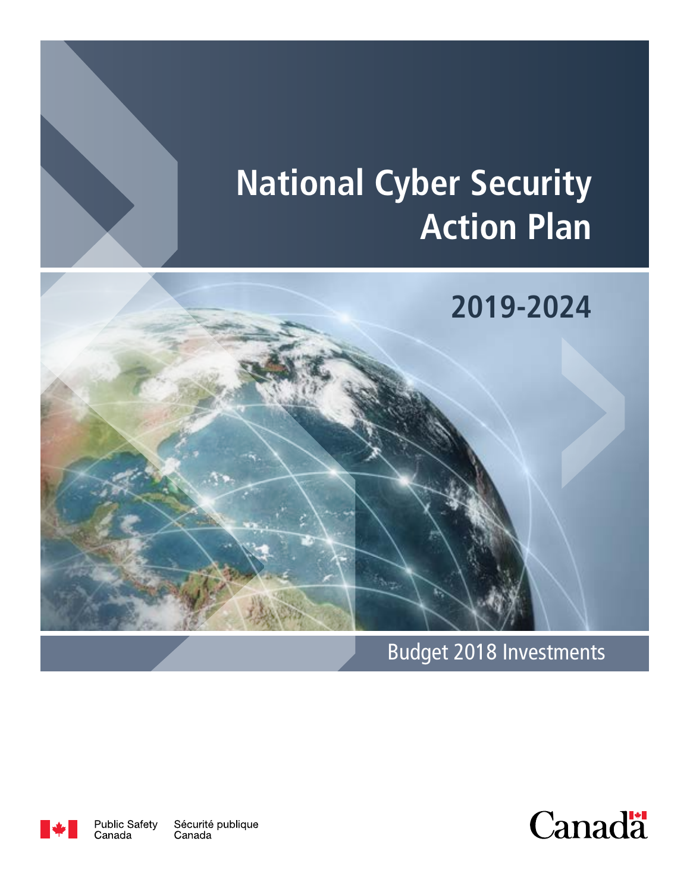# National Cyber Security Action Plan

## 2019-2024

Budget 2018 Investments

Public Safety Canada | Sécurité publique Canada

Canada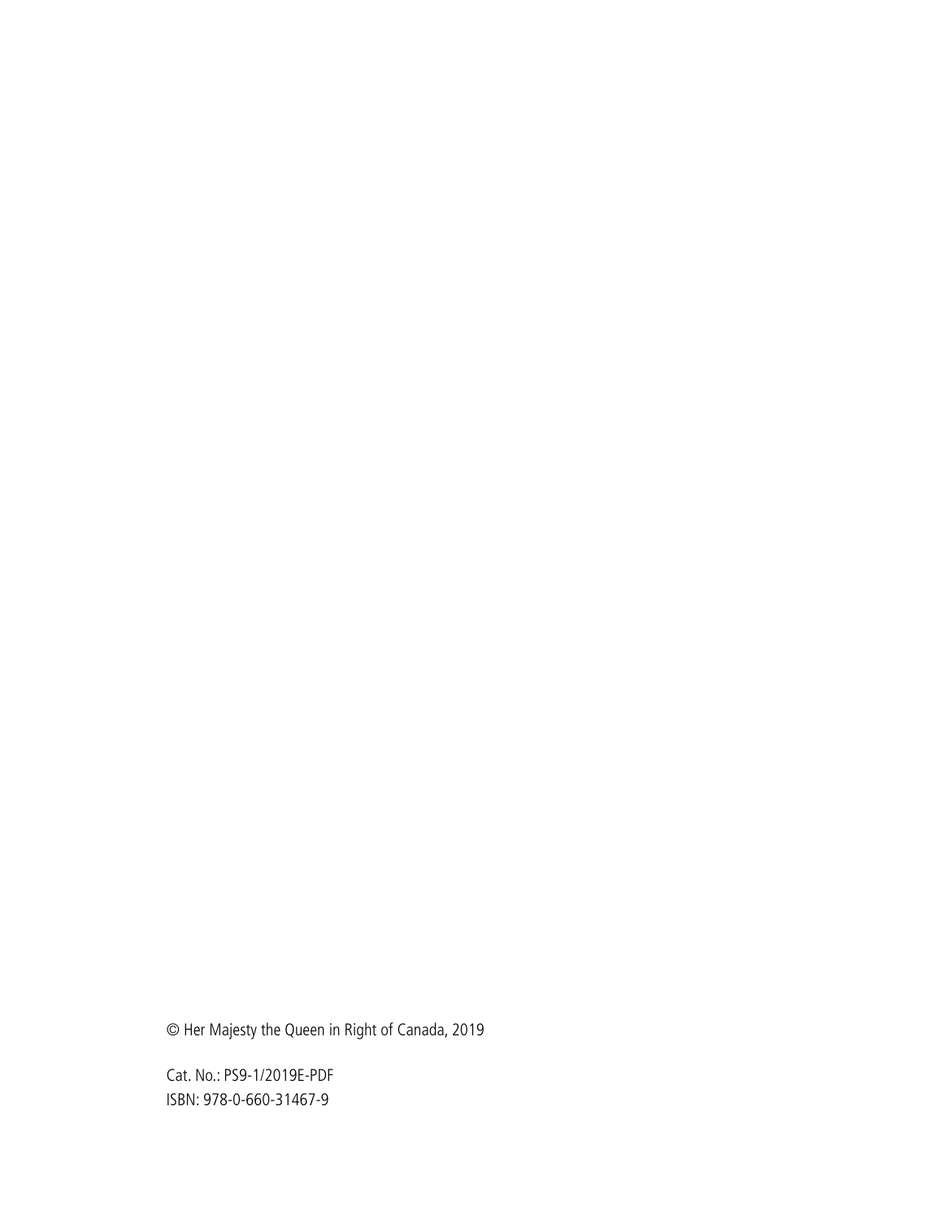© Her Majesty the Queen in Right of Canada, 2019

Cat. No.: PS9-1/2019E-PDF
ISBN: 978-0-660-31467-9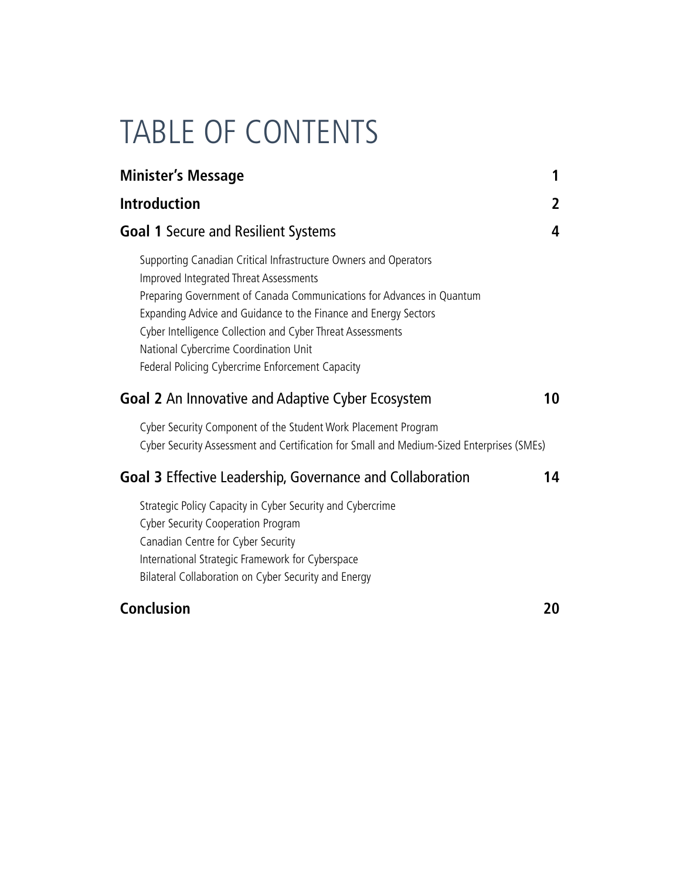# TABLE OF CONTENTS

**Minister's Message** 1

**Introduction** 2

**Goal 1** Secure and Resilient Systems 4

- Supporting Canadian Critical Infrastructure Owners and Operators
- Improved Integrated Threat Assessments
- Preparing Government of Canada Communications for Advances in Quantum
- Expanding Advice and Guidance to the Finance and Energy Sectors
- Cyber Intelligence Collection and Cyber Threat Assessments
- National Cybercrime Coordination Unit
- Federal Policing Cybercrime Enforcement Capacity

**Goal 2** An Innovative and Adaptive Cyber Ecosystem 10

- Cyber Security Component of the Student Work Placement Program
- Cyber Security Assessment and Certification for Small and Medium-Sized Enterprises (SMEs)

**Goal 3** Effective Leadership, Governance and Collaboration 14

- Strategic Policy Capacity in Cyber Security and Cybercrime
- Cyber Security Cooperation Program
- Canadian Centre for Cyber Security
- International Strategic Framework for Cyberspace
- Bilateral Collaboration on Cyber Security and Energy

**Conclusion** 20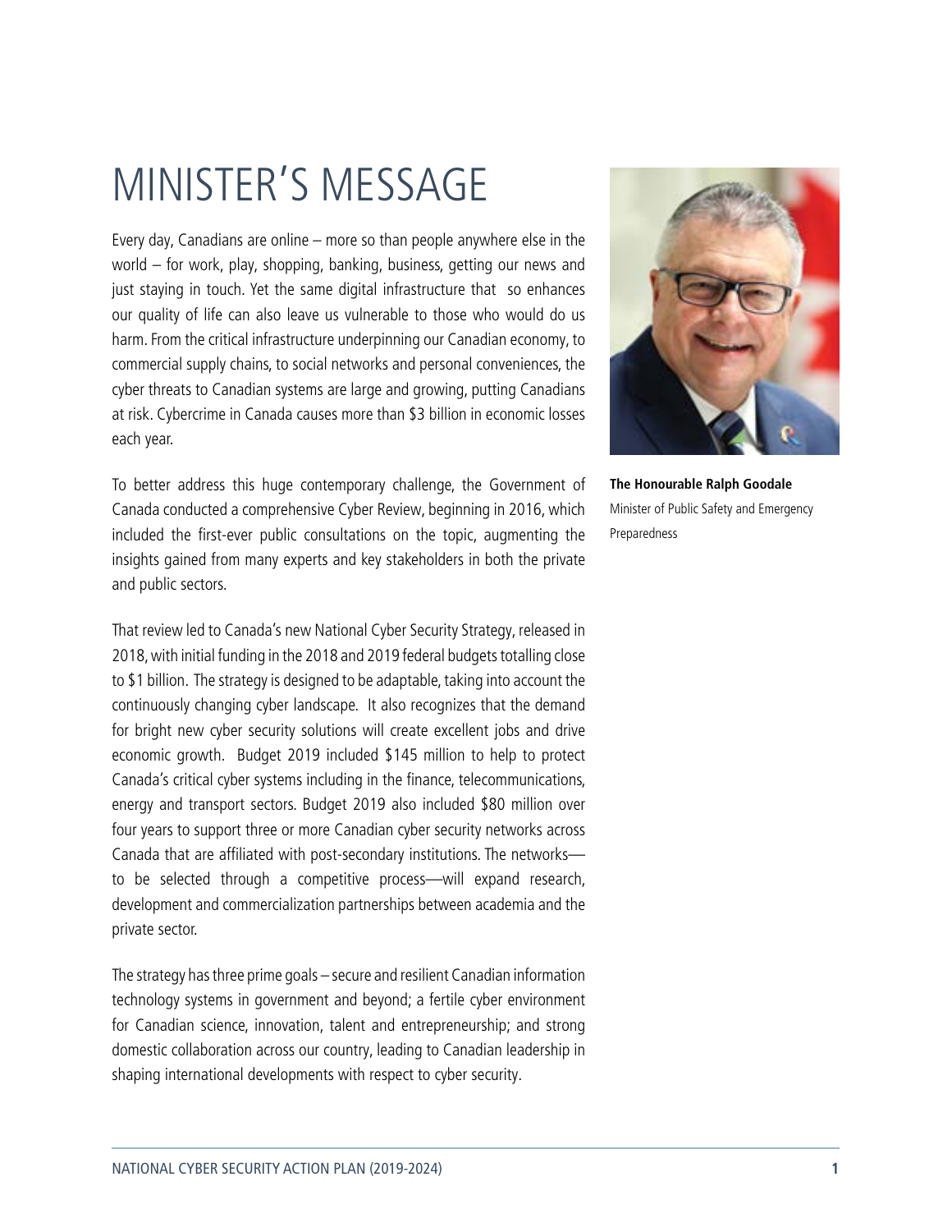# MINISTER'S MESSAGE

Every day, Canadians are online – more so than people anywhere else in the world – for work, play, shopping, banking, business, getting our news and just staying in touch. Yet the same digital infrastructure that so enhances our quality of life can also leave us vulnerable to those who would do us harm. From the critical infrastructure underpinning our Canadian economy, to commercial supply chains, to social networks and personal conveniences, the cyber threats to Canadian systems are large and growing, putting Canadians at risk. Cybercrime in Canada causes more than $3 billion in economic losses each year.

To better address this huge contemporary challenge, the Government of Canada conducted a comprehensive Cyber Review, beginning in 2016, which included the first-ever public consultations on the topic, augmenting the insights gained from many experts and key stakeholders in both the private and public sectors.

That review led to Canada's new National Cyber Security Strategy, released in 2018, with initial funding in the 2018 and 2019 federal budgets totalling close to $1 billion. The strategy is designed to be adaptable, taking into account the continuously changing cyber landscape. It also recognizes that the demand for bright new cyber security solutions will create excellent jobs and drive economic growth. Budget 2019 included $145 million to help to protect Canada's critical cyber systems including in the finance, telecommunications, energy and transport sectors. Budget 2019 also included $80 million over four years to support three or more Canadian cyber security networks across Canada that are affiliated with post-secondary institutions. The networks—to be selected through a competitive process—will expand research, development and commercialization partnerships between academia and the private sector.

The strategy has three prime goals – secure and resilient Canadian information technology systems in government and beyond; a fertile cyber environment for Canadian science, innovation, talent and entrepreneurship; and strong domestic collaboration across our country, leading to Canadian leadership in shaping international developments with respect to cyber security.

**The Honourable Ralph Goodale**
Minister of Public Safety and Emergency Preparedness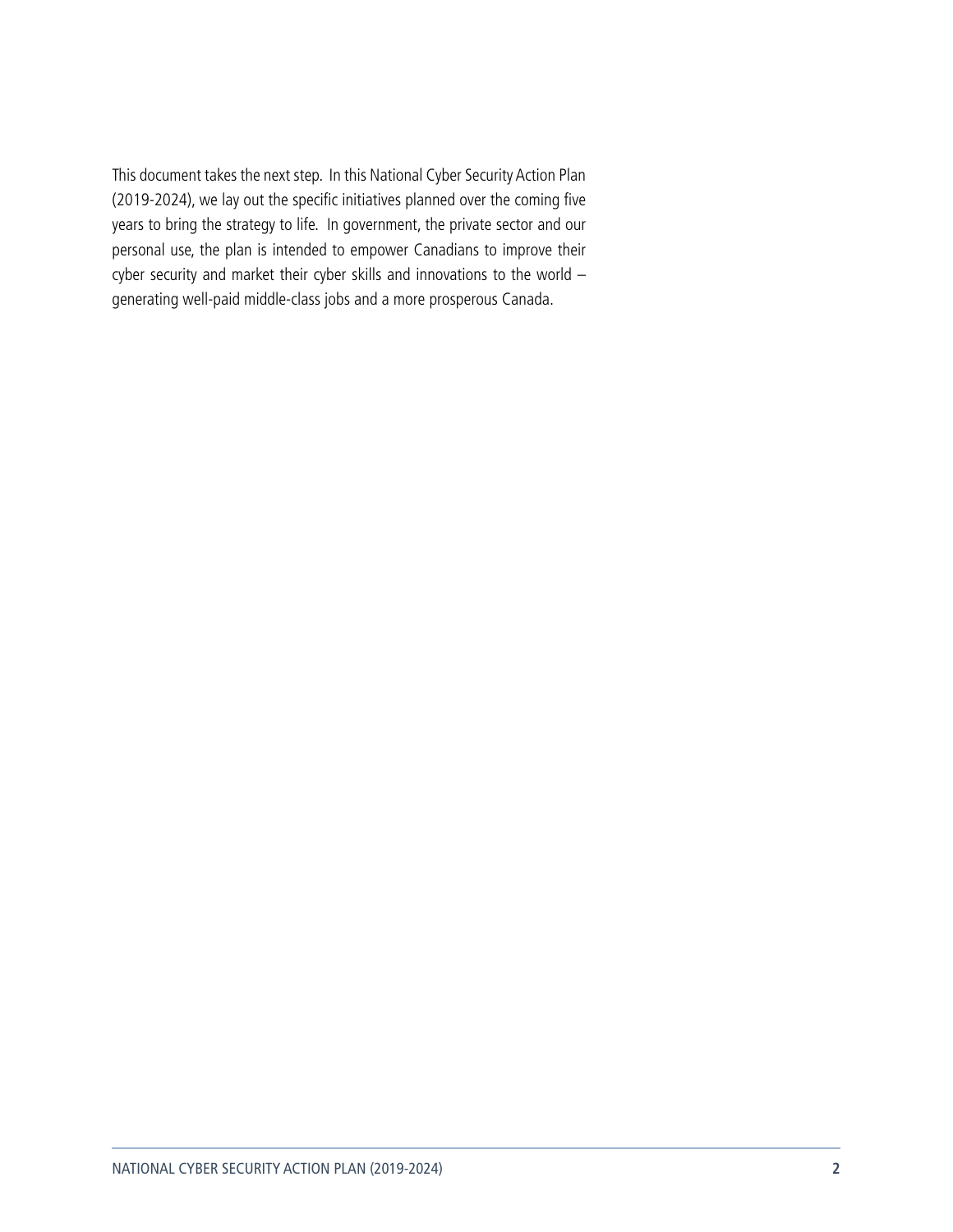This document takes the next step. In this National Cyber Security Action Plan (2019-2024), we lay out the specific initiatives planned over the coming five years to bring the strategy to life. In government, the private sector and our personal use, the plan is intended to empower Canadians to improve their cyber security and market their cyber skills and innovations to the world – generating well-paid middle-class jobs and a more prosperous Canada.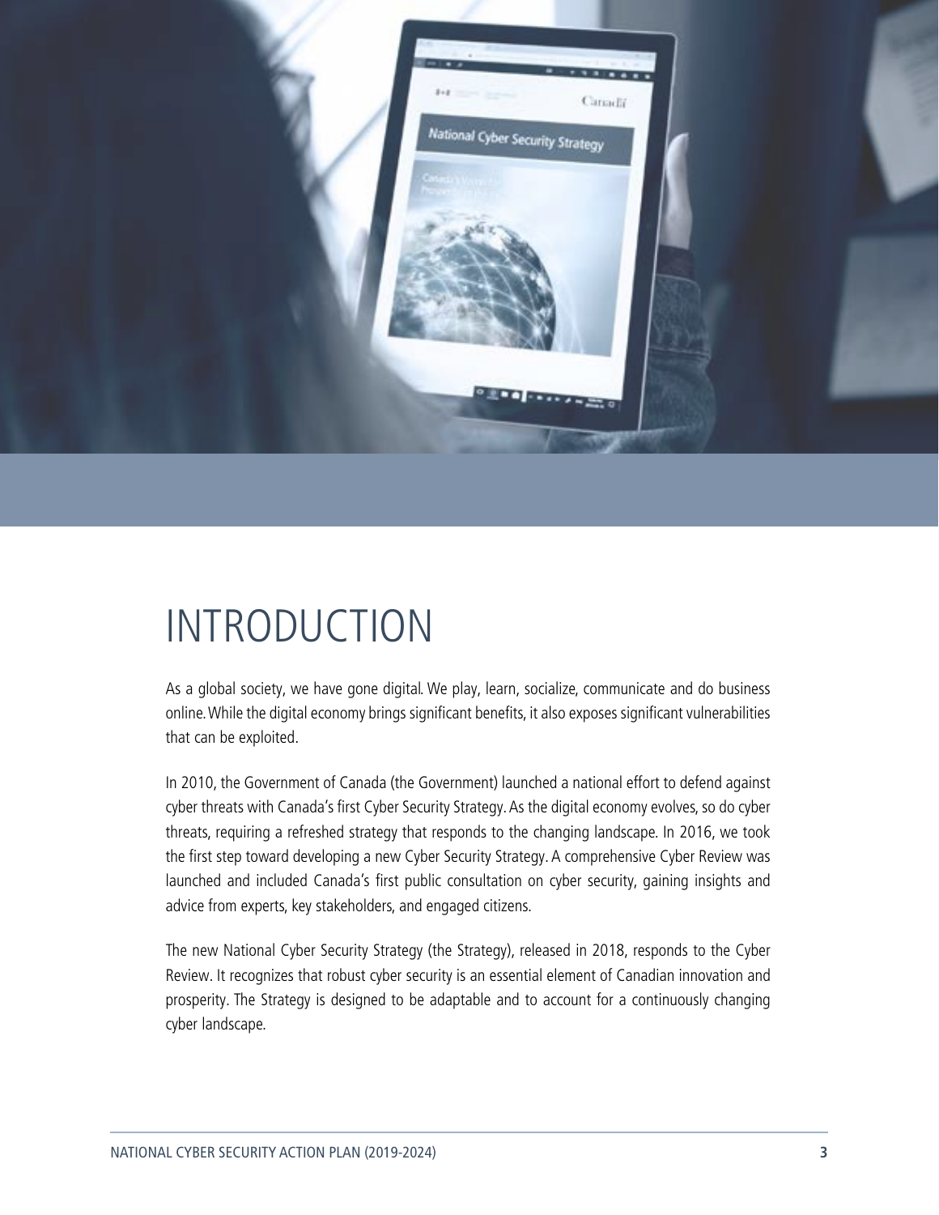# INTRODUCTION

As a global society, we have gone digital. We play, learn, socialize, communicate and do business online. While the digital economy brings significant benefits, it also exposes significant vulnerabilities that can be exploited.

In 2010, the Government of Canada (the Government) launched a national effort to defend against cyber threats with Canada's first Cyber Security Strategy. As the digital economy evolves, so do cyber threats, requiring a refreshed strategy that responds to the changing landscape. In 2016, we took the first step toward developing a new Cyber Security Strategy. A comprehensive Cyber Review was launched and included Canada's first public consultation on cyber security, gaining insights and advice from experts, key stakeholders, and engaged citizens.

The new National Cyber Security Strategy (the Strategy), released in 2018, responds to the Cyber Review. It recognizes that robust cyber security is an essential element of Canadian innovation and prosperity. The Strategy is designed to be adaptable and to account for a continuously changing cyber landscape.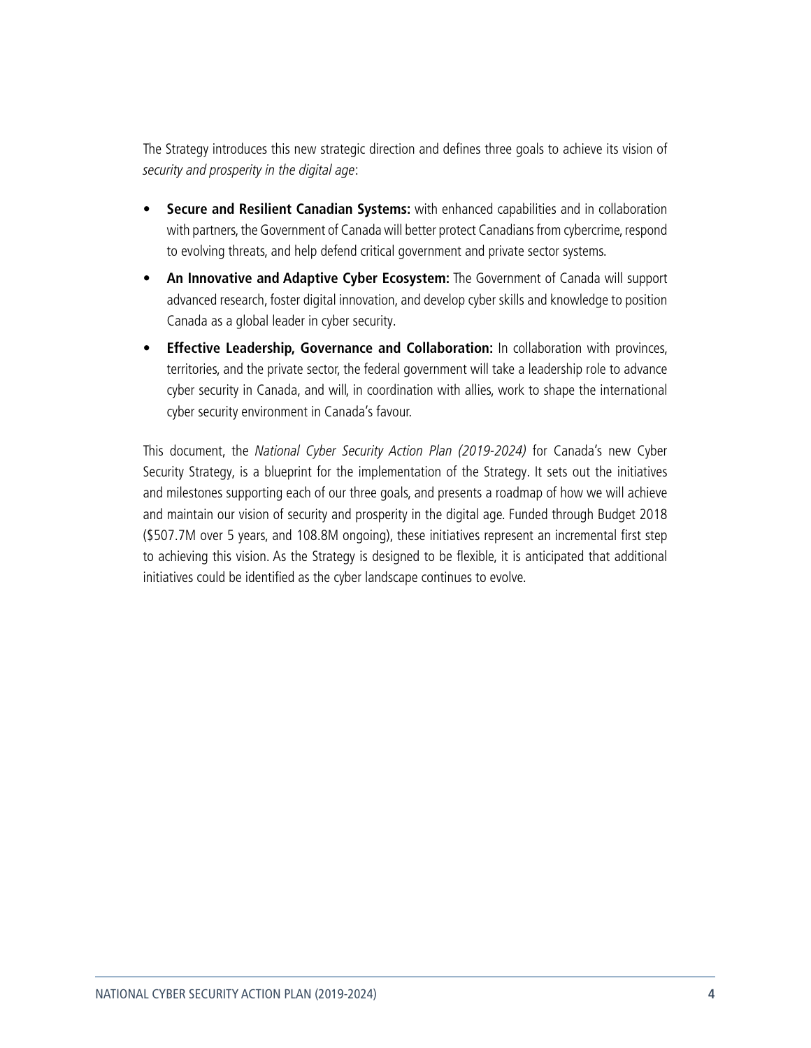The Strategy introduces this new strategic direction and defines three goals to achieve its vision of *security and prosperity in the digital age*:

- **Secure and Resilient Canadian Systems:** with enhanced capabilities and in collaboration with partners, the Government of Canada will better protect Canadians from cybercrime, respond to evolving threats, and help defend critical government and private sector systems.
- **An Innovative and Adaptive Cyber Ecosystem:** The Government of Canada will support advanced research, foster digital innovation, and develop cyber skills and knowledge to position Canada as a global leader in cyber security.
- **Effective Leadership, Governance and Collaboration:** In collaboration with provinces, territories, and the private sector, the federal government will take a leadership role to advance cyber security in Canada, and will, in coordination with allies, work to shape the international cyber security environment in Canada's favour.

This document, the *National Cyber Security Action Plan (2019-2024)* for Canada's new Cyber Security Strategy, is a blueprint for the implementation of the Strategy. It sets out the initiatives and milestones supporting each of our three goals, and presents a roadmap of how we will achieve and maintain our vision of security and prosperity in the digital age. Funded through Budget 2018 ($507.7M over 5 years, and 108.8M ongoing), these initiatives represent an incremental first step to achieving this vision. As the Strategy is designed to be flexible, it is anticipated that additional initiatives could be identified as the cyber landscape continues to evolve.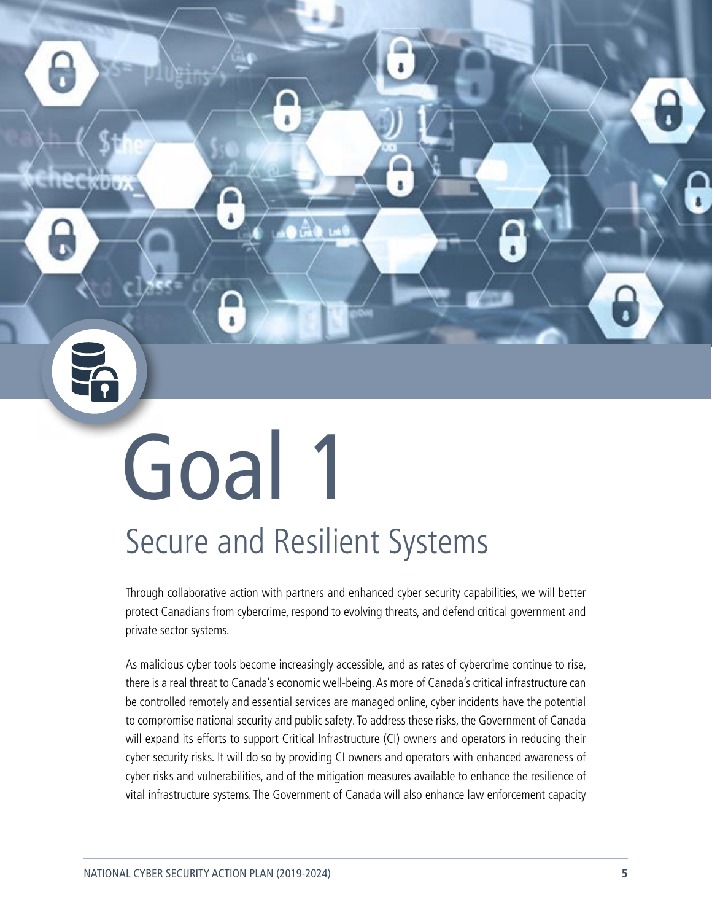# Goal 1

## Secure and Resilient Systems

Through collaborative action with partners and enhanced cyber security capabilities, we will better protect Canadians from cybercrime, respond to evolving threats, and defend critical government and private sector systems.

As malicious cyber tools become increasingly accessible, and as rates of cybercrime continue to rise, there is a real threat to Canada's economic well-being. As more of Canada's critical infrastructure can be controlled remotely and essential services are managed online, cyber incidents have the potential to compromise national security and public safety. To address these risks, the Government of Canada will expand its efforts to support Critical Infrastructure (CI) owners and operators in reducing their cyber security risks. It will do so by providing CI owners and operators with enhanced awareness of cyber risks and vulnerabilities, and of the mitigation measures available to enhance the resilience of vital infrastructure systems. The Government of Canada will also enhance law enforcement capacity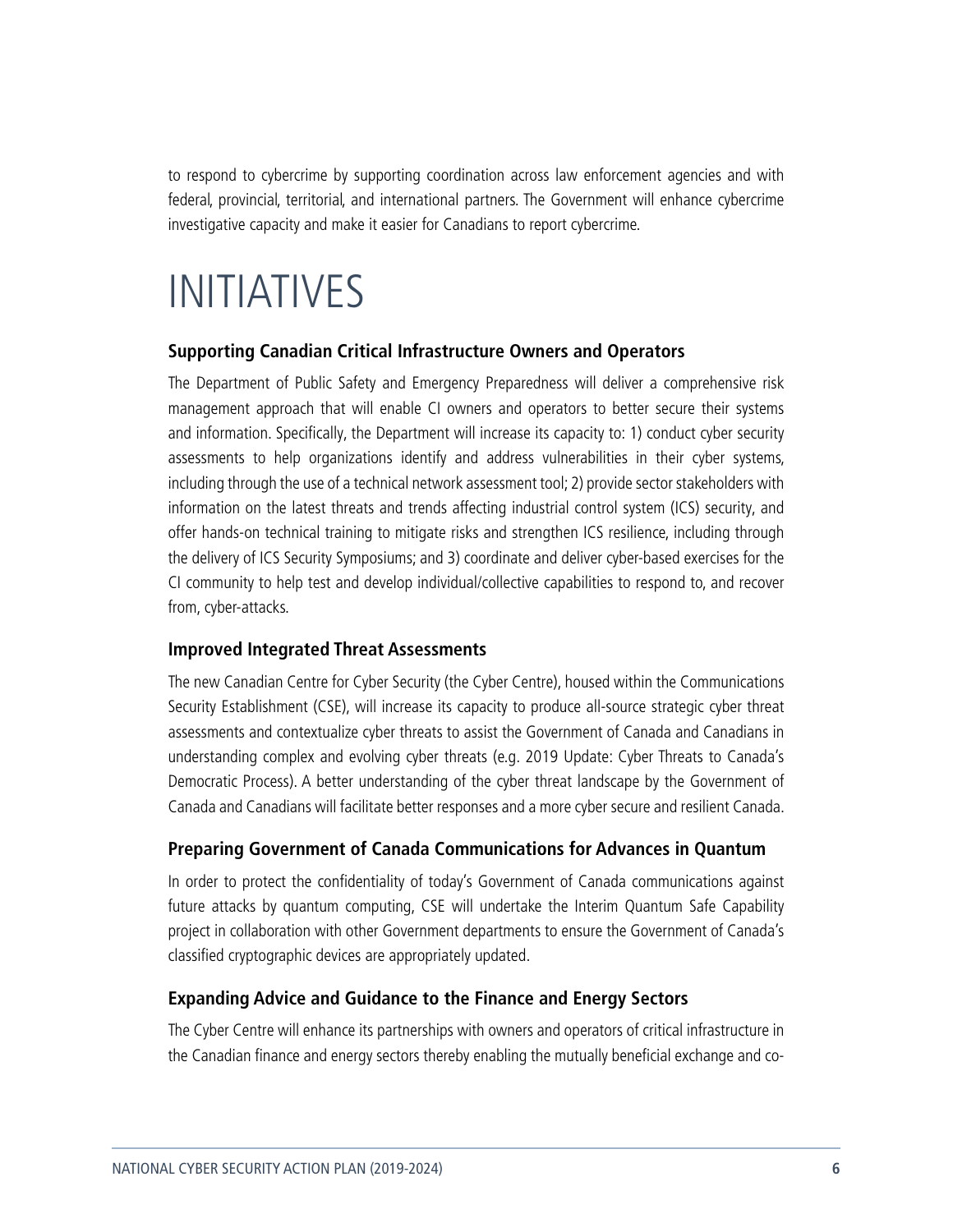to respond to cybercrime by supporting coordination across law enforcement agencies and with federal, provincial, territorial, and international partners. The Government will enhance cybercrime investigative capacity and make it easier for Canadians to report cybercrime.

# INITIATIVES

### Supporting Canadian Critical Infrastructure Owners and Operators

The Department of Public Safety and Emergency Preparedness will deliver a comprehensive risk management approach that will enable CI owners and operators to better secure their systems and information. Specifically, the Department will increase its capacity to: 1) conduct cyber security assessments to help organizations identify and address vulnerabilities in their cyber systems, including through the use of a technical network assessment tool; 2) provide sector stakeholders with information on the latest threats and trends affecting industrial control system (ICS) security, and offer hands-on technical training to mitigate risks and strengthen ICS resilience, including through the delivery of ICS Security Symposiums; and 3) coordinate and deliver cyber-based exercises for the CI community to help test and develop individual/collective capabilities to respond to, and recover from, cyber-attacks.

### Improved Integrated Threat Assessments

The new Canadian Centre for Cyber Security (the Cyber Centre), housed within the Communications Security Establishment (CSE), will increase its capacity to produce all-source strategic cyber threat assessments and contextualize cyber threats to assist the Government of Canada and Canadians in understanding complex and evolving cyber threats (e.g. 2019 Update: Cyber Threats to Canada's Democratic Process). A better understanding of the cyber threat landscape by the Government of Canada and Canadians will facilitate better responses and a more cyber secure and resilient Canada.

### Preparing Government of Canada Communications for Advances in Quantum

In order to protect the confidentiality of today's Government of Canada communications against future attacks by quantum computing, CSE will undertake the Interim Quantum Safe Capability project in collaboration with other Government departments to ensure the Government of Canada's classified cryptographic devices are appropriately updated.

### Expanding Advice and Guidance to the Finance and Energy Sectors

The Cyber Centre will enhance its partnerships with owners and operators of critical infrastructure in the Canadian finance and energy sectors thereby enabling the mutually beneficial exchange and co-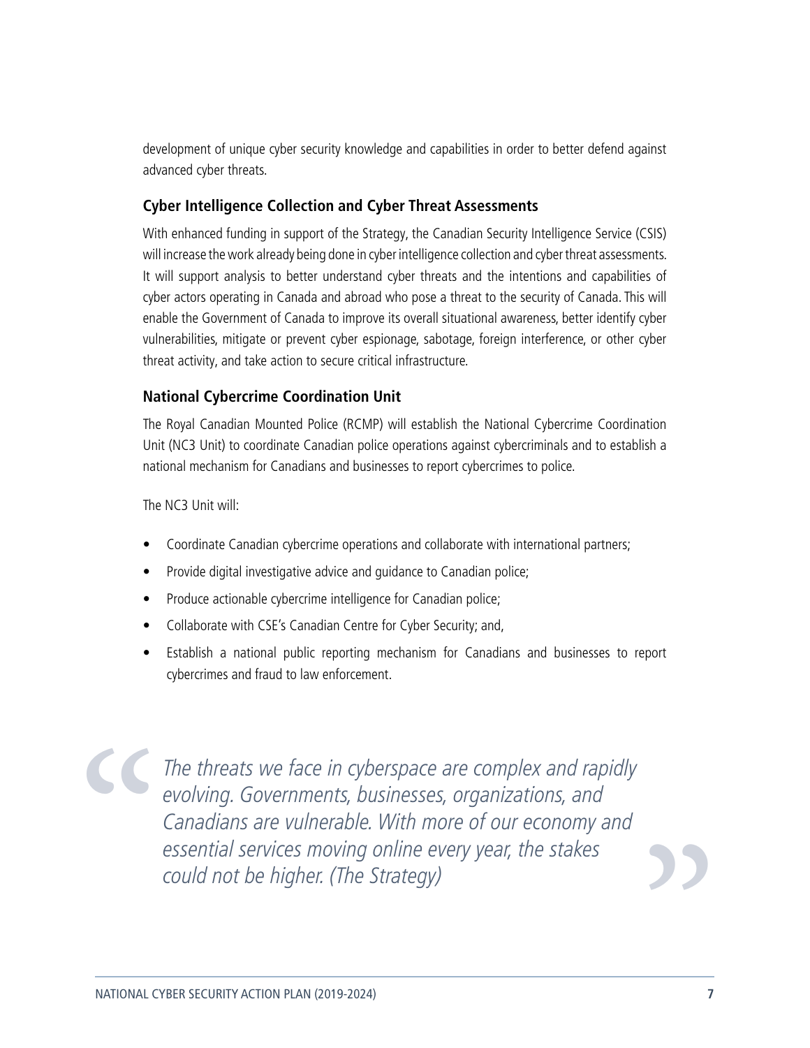development of unique cyber security knowledge and capabilities in order to better defend against advanced cyber threats.

### Cyber Intelligence Collection and Cyber Threat Assessments

With enhanced funding in support of the Strategy, the Canadian Security Intelligence Service (CSIS) will increase the work already being done in cyber intelligence collection and cyber threat assessments. It will support analysis to better understand cyber threats and the intentions and capabilities of cyber actors operating in Canada and abroad who pose a threat to the security of Canada. This will enable the Government of Canada to improve its overall situational awareness, better identify cyber vulnerabilities, mitigate or prevent cyber espionage, sabotage, foreign interference, or other cyber threat activity, and take action to secure critical infrastructure.

### National Cybercrime Coordination Unit

The Royal Canadian Mounted Police (RCMP) will establish the National Cybercrime Coordination Unit (NC3 Unit) to coordinate Canadian police operations against cybercriminals and to establish a national mechanism for Canadians and businesses to report cybercrimes to police.

The NC3 Unit will:

- Coordinate Canadian cybercrime operations and collaborate with international partners;
- Provide digital investigative advice and guidance to Canadian police;
- Produce actionable cybercrime intelligence for Canadian police;
- Collaborate with CSE's Canadian Centre for Cyber Security; and,
- Establish a national public reporting mechanism for Canadians and businesses to report cybercrimes and fraud to law enforcement.

> *The threats we face in cyberspace are complex and rapidly evolving. Governments, businesses, organizations, and Canadians are vulnerable. With more of our economy and essential services moving online every year, the stakes could not be higher. (The Strategy)*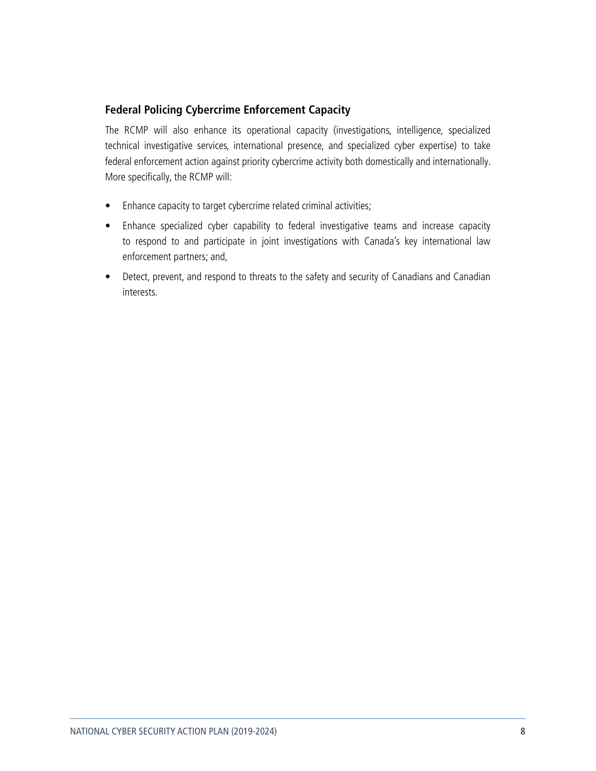### Federal Policing Cybercrime Enforcement Capacity

The RCMP will also enhance its operational capacity (investigations, intelligence, specialized technical investigative services, international presence, and specialized cyber expertise) to take federal enforcement action against priority cybercrime activity both domestically and internationally. More specifically, the RCMP will:

- Enhance capacity to target cybercrime related criminal activities;
- Enhance specialized cyber capability to federal investigative teams and increase capacity to respond to and participate in joint investigations with Canada's key international law enforcement partners; and,
- Detect, prevent, and respond to threats to the safety and security of Canadians and Canadian interests.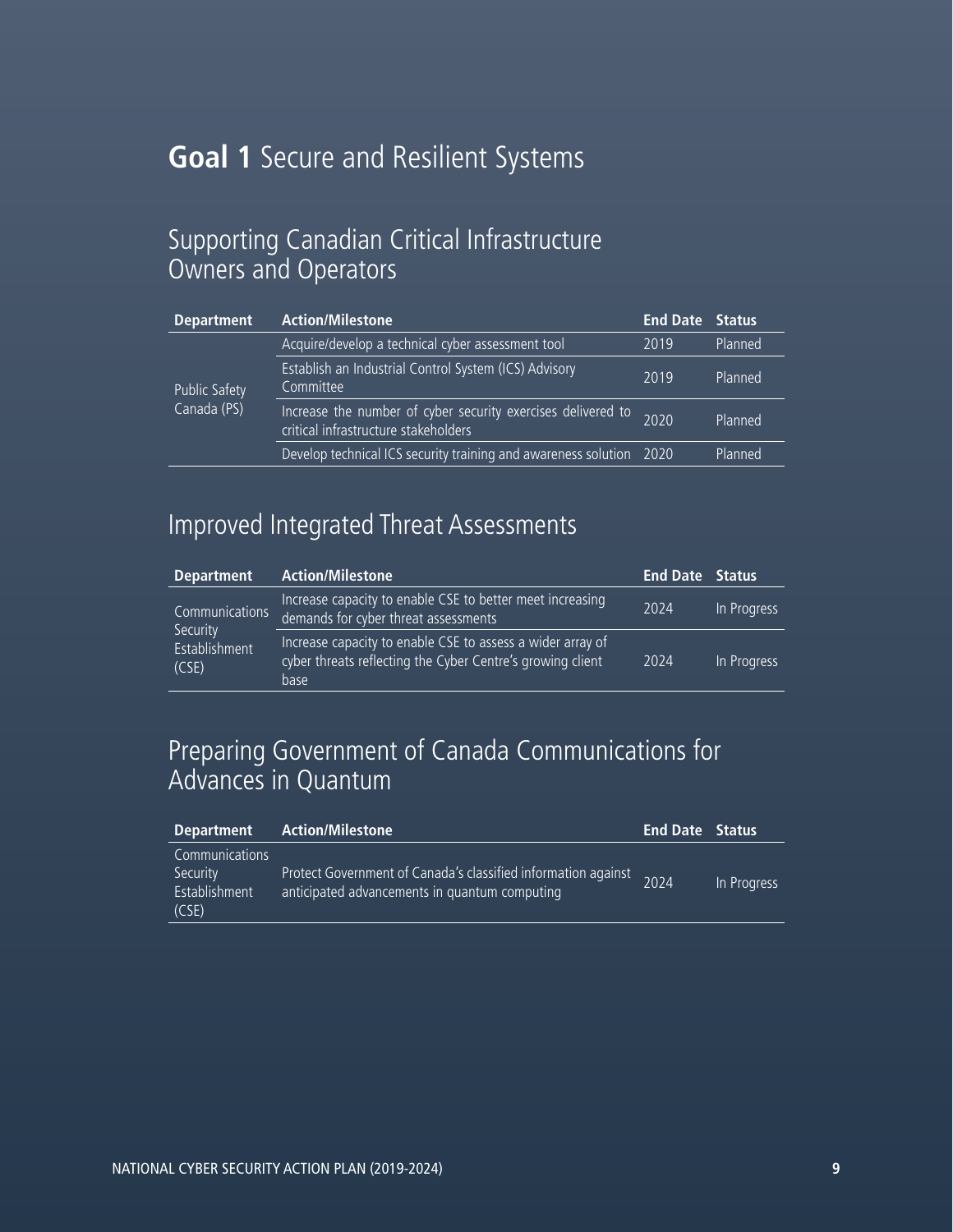# **Goal 1** Secure and Resilient Systems

## Supporting Canadian Critical Infrastructure Owners and Operators

| Department | Action/Milestone | End Date | Status |
|---|---|---|---|
| Public Safety Canada (PS) | Acquire/develop a technical cyber assessment tool | 2019 | Planned |
| | Establish an Industrial Control System (ICS) Advisory Committee | 2019 | Planned |
| | Increase the number of cyber security exercises delivered to critical infrastructure stakeholders | 2020 | Planned |
| | Develop technical ICS security training and awareness solution | 2020 | Planned |

## Improved Integrated Threat Assessments

| Department | Action/Milestone | End Date | Status |
|---|---|---|---|
| Communications Security Establishment (CSE) | Increase capacity to enable CSE to better meet increasing demands for cyber threat assessments | 2024 | In Progress |
| | Increase capacity to enable CSE to assess a wider array of cyber threats reflecting the Cyber Centre's growing client base | 2024 | In Progress |

## Preparing Government of Canada Communications for Advances in Quantum

| Department | Action/Milestone | End Date | Status |
|---|---|---|---|
| Communications Security Establishment (CSE) | Protect Government of Canada's classified information against anticipated advancements in quantum computing | 2024 | In Progress |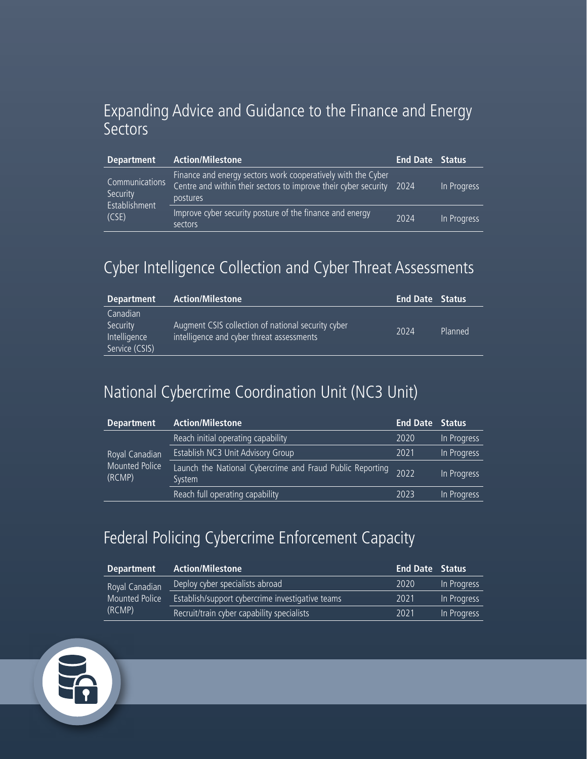## Expanding Advice and Guidance to the Finance and Energy Sectors

| Department | Action/Milestone | End Date | Status |
|---|---|---|---|
| Communications Security Establishment (CSE) | Finance and energy sectors work cooperatively with the Cyber Centre and within their sectors to improve their cyber security postures | 2024 | In Progress |
| | Improve cyber security posture of the finance and energy sectors | 2024 | In Progress |

## Cyber Intelligence Collection and Cyber Threat Assessments

| Department | Action/Milestone | End Date | Status |
|---|---|---|---|
| Canadian Security Intelligence Service (CSIS) | Augment CSIS collection of national security cyber intelligence and cyber threat assessments | 2024 | Planned |

## National Cybercrime Coordination Unit (NC3 Unit)

| Department | Action/Milestone | End Date | Status |
|---|---|---|---|
| Royal Canadian Mounted Police (RCMP) | Reach initial operating capability | 2020 | In Progress |
| | Establish NC3 Unit Advisory Group | 2021 | In Progress |
| | Launch the National Cybercrime and Fraud Public Reporting System | 2022 | In Progress |
| | Reach full operating capability | 2023 | In Progress |

## Federal Policing Cybercrime Enforcement Capacity

| Department | Action/Milestone | End Date | Status |
|---|---|---|---|
| Royal Canadian Mounted Police (RCMP) | Deploy cyber specialists abroad | 2020 | In Progress |
| | Establish/support cybercrime investigative teams | 2021 | In Progress |
| | Recruit/train cyber capability specialists | 2021 | In Progress |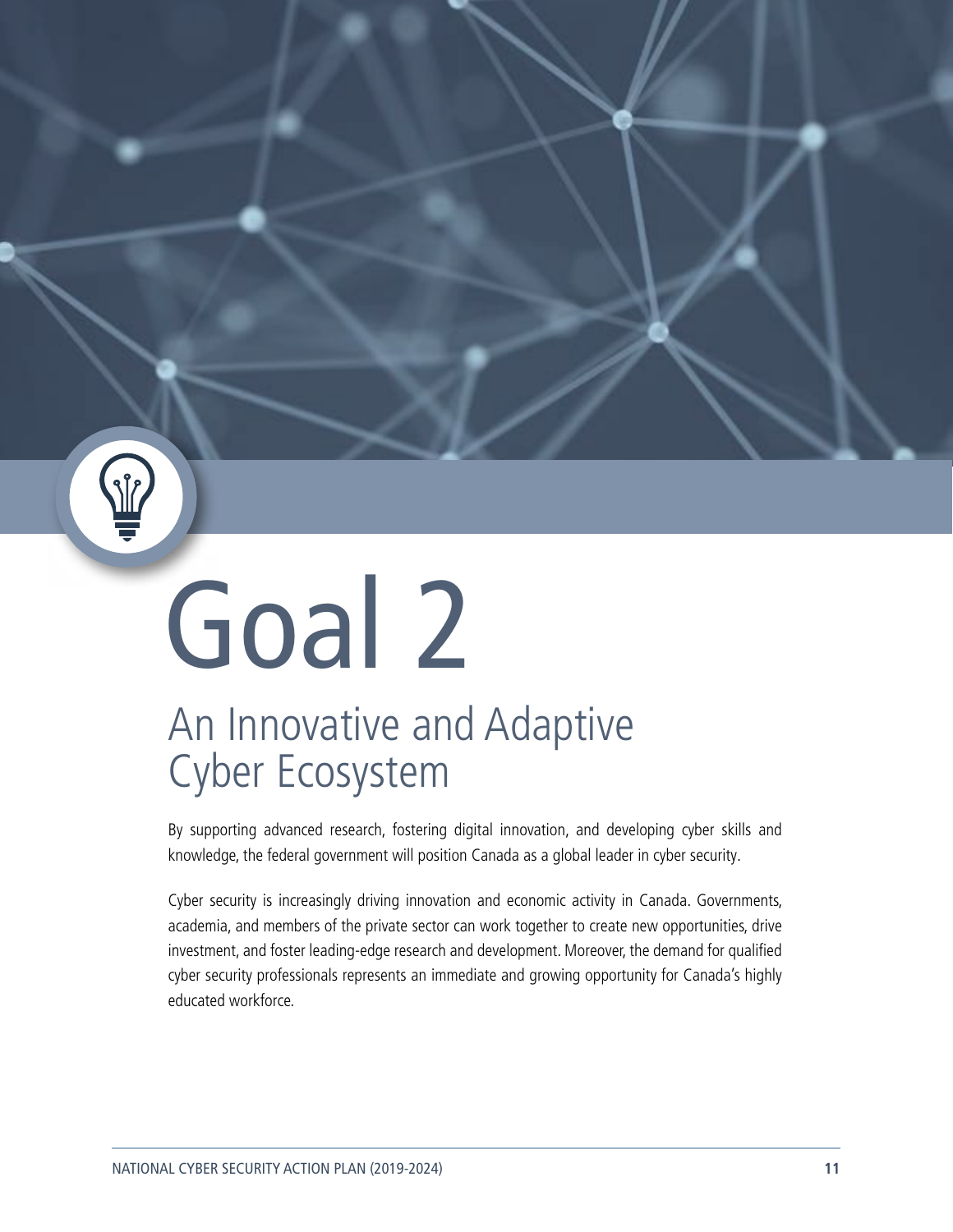# Goal 2

## An Innovative and Adaptive Cyber Ecosystem

By supporting advanced research, fostering digital innovation, and developing cyber skills and knowledge, the federal government will position Canada as a global leader in cyber security.

Cyber security is increasingly driving innovation and economic activity in Canada. Governments, academia, and members of the private sector can work together to create new opportunities, drive investment, and foster leading-edge research and development. Moreover, the demand for qualified cyber security professionals represents an immediate and growing opportunity for Canada's highly educated workforce.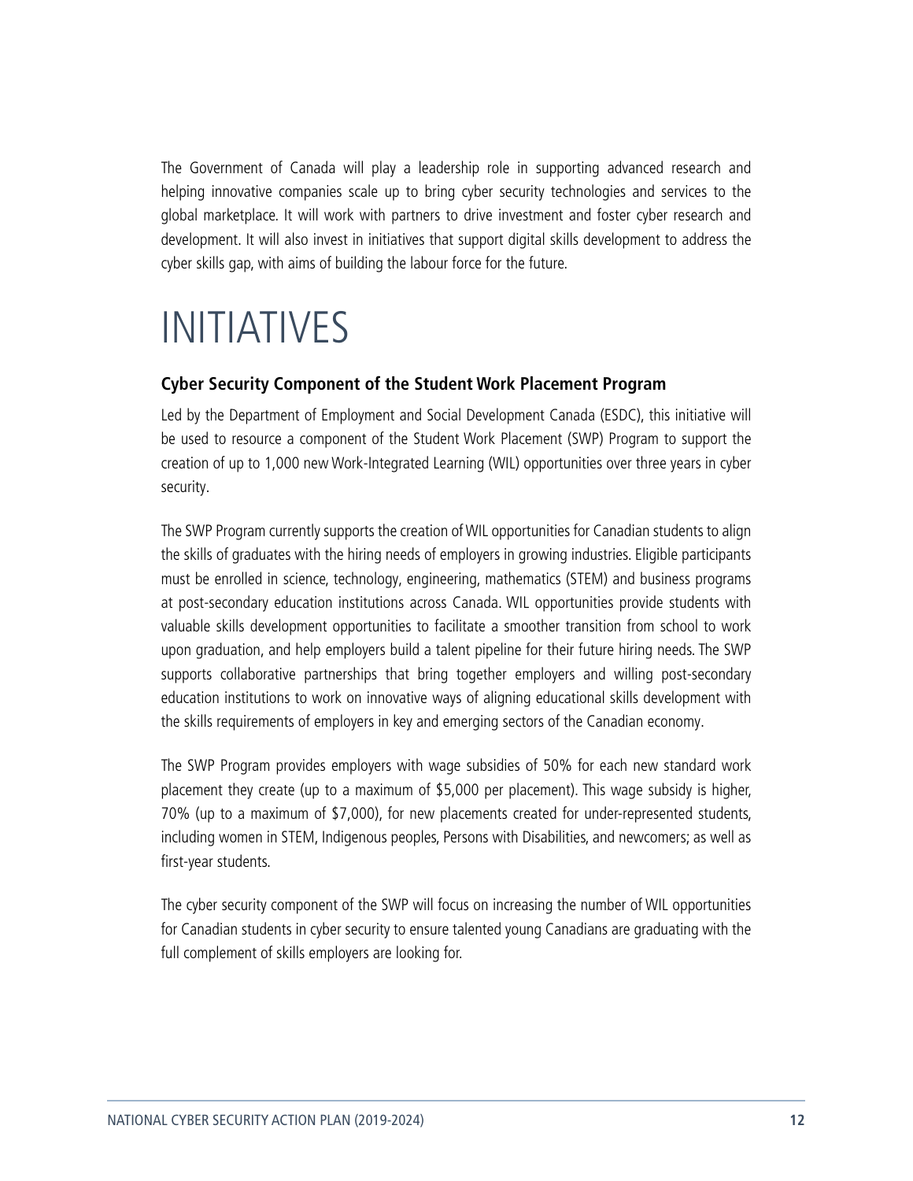The Government of Canada will play a leadership role in supporting advanced research and helping innovative companies scale up to bring cyber security technologies and services to the global marketplace. It will work with partners to drive investment and foster cyber research and development. It will also invest in initiatives that support digital skills development to address the cyber skills gap, with aims of building the labour force for the future.

# INITIATIVES

### Cyber Security Component of the Student Work Placement Program

Led by the Department of Employment and Social Development Canada (ESDC), this initiative will be used to resource a component of the Student Work Placement (SWP) Program to support the creation of up to 1,000 new Work-Integrated Learning (WIL) opportunities over three years in cyber security.

The SWP Program currently supports the creation of WIL opportunities for Canadian students to align the skills of graduates with the hiring needs of employers in growing industries. Eligible participants must be enrolled in science, technology, engineering, mathematics (STEM) and business programs at post-secondary education institutions across Canada. WIL opportunities provide students with valuable skills development opportunities to facilitate a smoother transition from school to work upon graduation, and help employers build a talent pipeline for their future hiring needs. The SWP supports collaborative partnerships that bring together employers and willing post-secondary education institutions to work on innovative ways of aligning educational skills development with the skills requirements of employers in key and emerging sectors of the Canadian economy.

The SWP Program provides employers with wage subsidies of 50% for each new standard work placement they create (up to a maximum of $5,000 per placement). This wage subsidy is higher, 70% (up to a maximum of $7,000), for new placements created for under-represented students, including women in STEM, Indigenous peoples, Persons with Disabilities, and newcomers; as well as first-year students.

The cyber security component of the SWP will focus on increasing the number of WIL opportunities for Canadian students in cyber security to ensure talented young Canadians are graduating with the full complement of skills employers are looking for.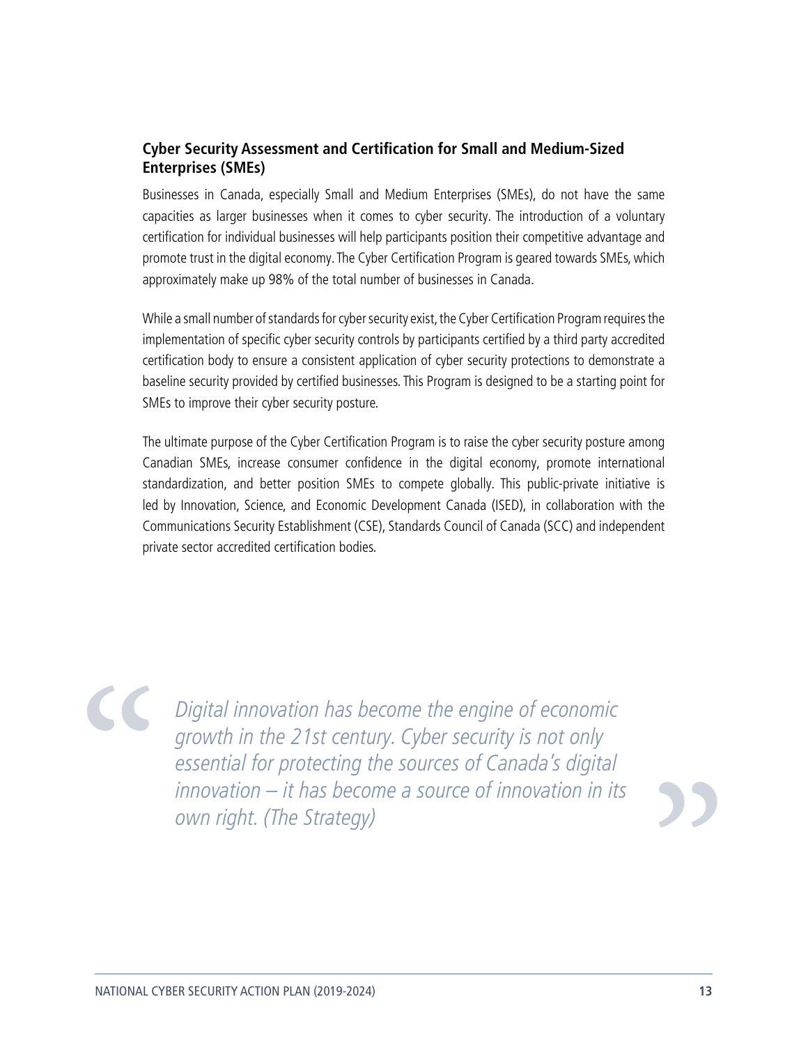### Cyber Security Assessment and Certification for Small and Medium-Sized Enterprises (SMEs)

Businesses in Canada, especially Small and Medium Enterprises (SMEs), do not have the same capacities as larger businesses when it comes to cyber security. The introduction of a voluntary certification for individual businesses will help participants position their competitive advantage and promote trust in the digital economy. The Cyber Certification Program is geared towards SMEs, which approximately make up 98% of the total number of businesses in Canada.

While a small number of standards for cyber security exist, the Cyber Certification Program requires the implementation of specific cyber security controls by participants certified by a third party accredited certification body to ensure a consistent application of cyber security protections to demonstrate a baseline security provided by certified businesses. This Program is designed to be a starting point for SMEs to improve their cyber security posture.

The ultimate purpose of the Cyber Certification Program is to raise the cyber security posture among Canadian SMEs, increase consumer confidence in the digital economy, promote international standardization, and better position SMEs to compete globally. This public-private initiative is led by Innovation, Science, and Economic Development Canada (ISED), in collaboration with the Communications Security Establishment (CSE), Standards Council of Canada (SCC) and independent private sector accredited certification bodies.

> *Digital innovation has become the engine of economic growth in the 21st century. Cyber security is not only essential for protecting the sources of Canada's digital innovation – it has become a source of innovation in its own right. (The Strategy)*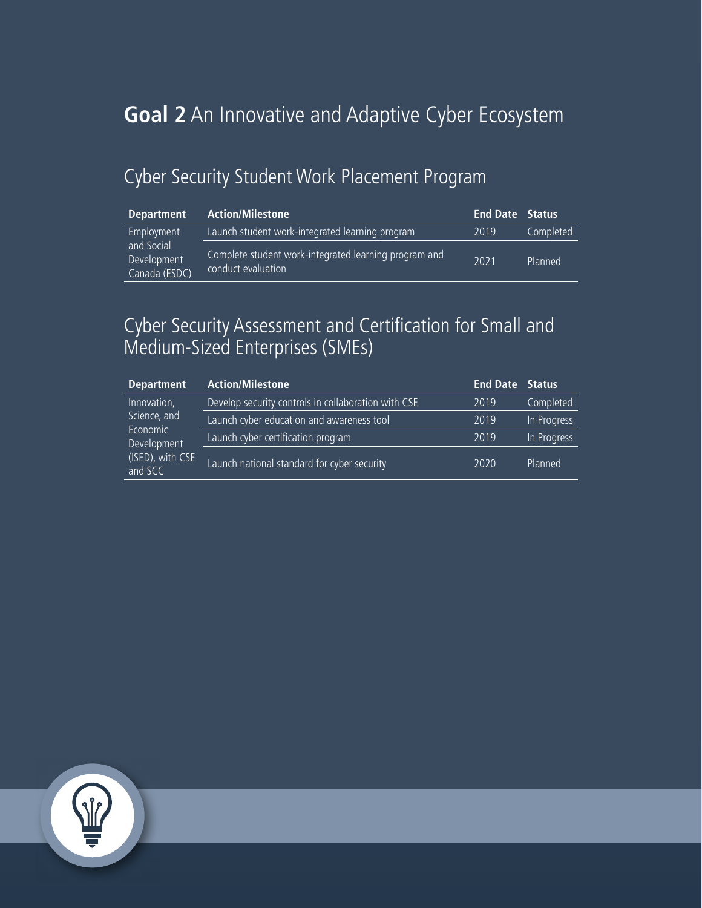# **Goal 2** An Innovative and Adaptive Cyber Ecosystem

## Cyber Security Student Work Placement Program

| Department | Action/Milestone | End Date | Status |
|---|---|---|---|
| Employment and Social Development Canada (ESDC) | Launch student work-integrated learning program | 2019 | Completed |
| | Complete student work-integrated learning program and conduct evaluation | 2021 | Planned |

## Cyber Security Assessment and Certification for Small and Medium-Sized Enterprises (SMEs)

| Department | Action/Milestone | End Date | Status |
|---|---|---|---|
| Innovation, Science, and Economic Development (ISED), with CSE and SCC | Develop security controls in collaboration with CSE | 2019 | Completed |
| | Launch cyber education and awareness tool | 2019 | In Progress |
| | Launch cyber certification program | 2019 | In Progress |
| | Launch national standard for cyber security | 2020 | Planned |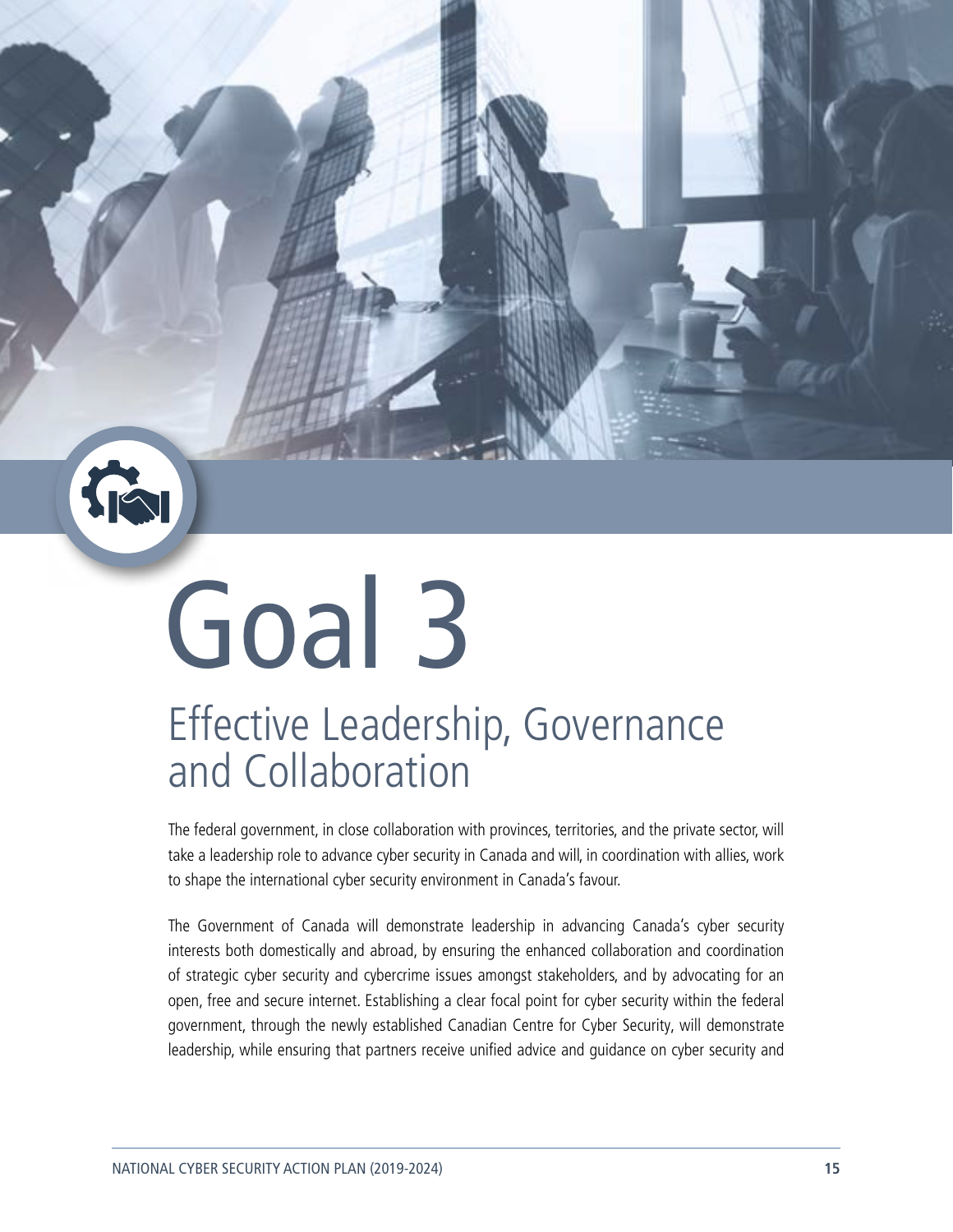# Goal 3

## Effective Leadership, Governance and Collaboration

The federal government, in close collaboration with provinces, territories, and the private sector, will take a leadership role to advance cyber security in Canada and will, in coordination with allies, work to shape the international cyber security environment in Canada's favour.

The Government of Canada will demonstrate leadership in advancing Canada's cyber security interests both domestically and abroad, by ensuring the enhanced collaboration and coordination of strategic cyber security and cybercrime issues amongst stakeholders, and by advocating for an open, free and secure internet. Establishing a clear focal point for cyber security within the federal government, through the newly established Canadian Centre for Cyber Security, will demonstrate leadership, while ensuring that partners receive unified advice and guidance on cyber security and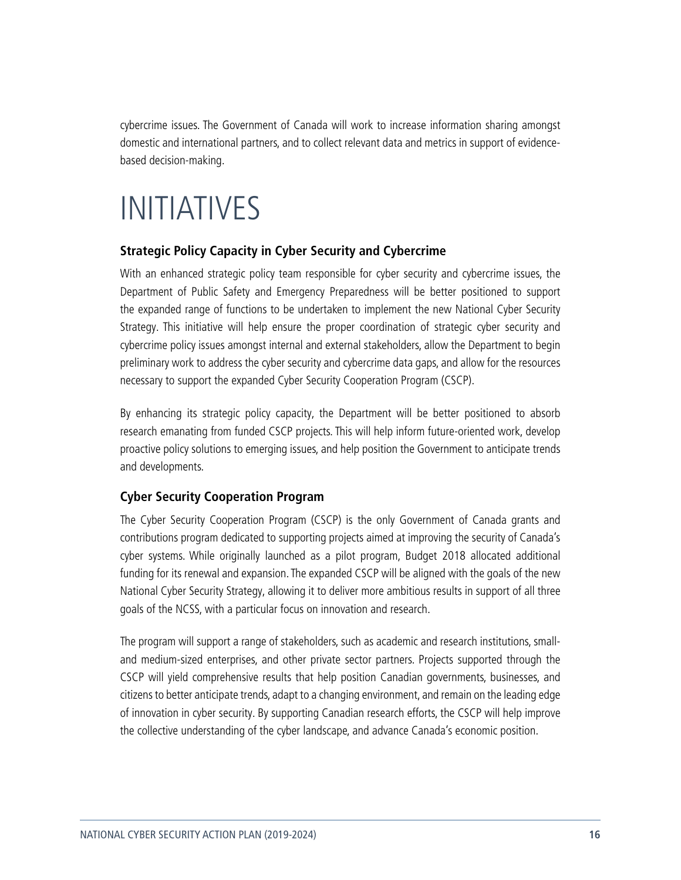cybercrime issues. The Government of Canada will work to increase information sharing amongst domestic and international partners, and to collect relevant data and metrics in support of evidence-based decision-making.

# INITIATIVES

### Strategic Policy Capacity in Cyber Security and Cybercrime

With an enhanced strategic policy team responsible for cyber security and cybercrime issues, the Department of Public Safety and Emergency Preparedness will be better positioned to support the expanded range of functions to be undertaken to implement the new National Cyber Security Strategy. This initiative will help ensure the proper coordination of strategic cyber security and cybercrime policy issues amongst internal and external stakeholders, allow the Department to begin preliminary work to address the cyber security and cybercrime data gaps, and allow for the resources necessary to support the expanded Cyber Security Cooperation Program (CSCP).

By enhancing its strategic policy capacity, the Department will be better positioned to absorb research emanating from funded CSCP projects. This will help inform future-oriented work, develop proactive policy solutions to emerging issues, and help position the Government to anticipate trends and developments.

### Cyber Security Cooperation Program

The Cyber Security Cooperation Program (CSCP) is the only Government of Canada grants and contributions program dedicated to supporting projects aimed at improving the security of Canada's cyber systems. While originally launched as a pilot program, Budget 2018 allocated additional funding for its renewal and expansion. The expanded CSCP will be aligned with the goals of the new National Cyber Security Strategy, allowing it to deliver more ambitious results in support of all three goals of the NCSS, with a particular focus on innovation and research.

The program will support a range of stakeholders, such as academic and research institutions, small- and medium-sized enterprises, and other private sector partners. Projects supported through the CSCP will yield comprehensive results that help position Canadian governments, businesses, and citizens to better anticipate trends, adapt to a changing environment, and remain on the leading edge of innovation in cyber security. By supporting Canadian research efforts, the CSCP will help improve the collective understanding of the cyber landscape, and advance Canada's economic position.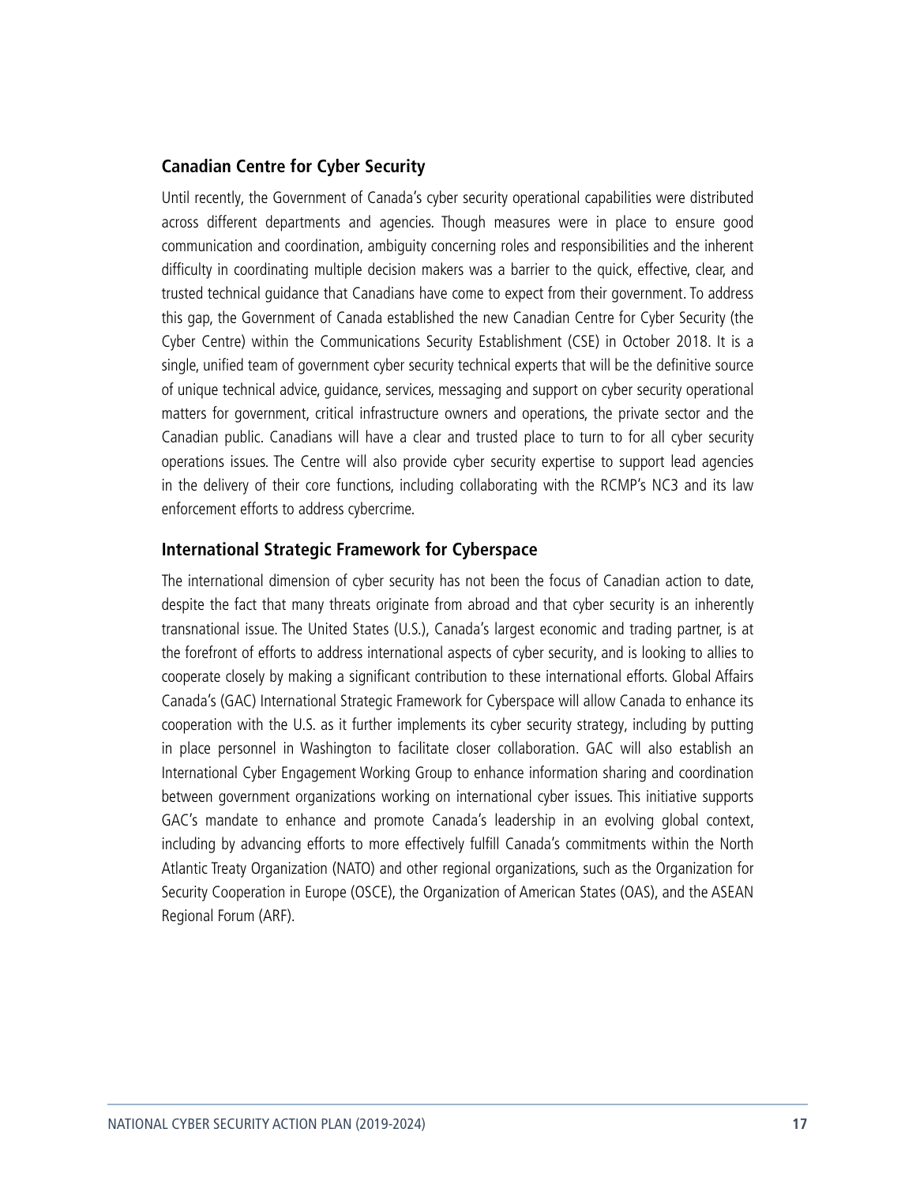### Canadian Centre for Cyber Security

Until recently, the Government of Canada's cyber security operational capabilities were distributed across different departments and agencies. Though measures were in place to ensure good communication and coordination, ambiguity concerning roles and responsibilities and the inherent difficulty in coordinating multiple decision makers was a barrier to the quick, effective, clear, and trusted technical guidance that Canadians have come to expect from their government. To address this gap, the Government of Canada established the new Canadian Centre for Cyber Security (the Cyber Centre) within the Communications Security Establishment (CSE) in October 2018. It is a single, unified team of government cyber security technical experts that will be the definitive source of unique technical advice, guidance, services, messaging and support on cyber security operational matters for government, critical infrastructure owners and operations, the private sector and the Canadian public. Canadians will have a clear and trusted place to turn to for all cyber security operations issues. The Centre will also provide cyber security expertise to support lead agencies in the delivery of their core functions, including collaborating with the RCMP's NC3 and its law enforcement efforts to address cybercrime.

### International Strategic Framework for Cyberspace

The international dimension of cyber security has not been the focus of Canadian action to date, despite the fact that many threats originate from abroad and that cyber security is an inherently transnational issue. The United States (U.S.), Canada's largest economic and trading partner, is at the forefront of efforts to address international aspects of cyber security, and is looking to allies to cooperate closely by making a significant contribution to these international efforts. Global Affairs Canada's (GAC) International Strategic Framework for Cyberspace will allow Canada to enhance its cooperation with the U.S. as it further implements its cyber security strategy, including by putting in place personnel in Washington to facilitate closer collaboration. GAC will also establish an International Cyber Engagement Working Group to enhance information sharing and coordination between government organizations working on international cyber issues. This initiative supports GAC's mandate to enhance and promote Canada's leadership in an evolving global context, including by advancing efforts to more effectively fulfill Canada's commitments within the North Atlantic Treaty Organization (NATO) and other regional organizations, such as the Organization for Security Cooperation in Europe (OSCE), the Organization of American States (OAS), and the ASEAN Regional Forum (ARF).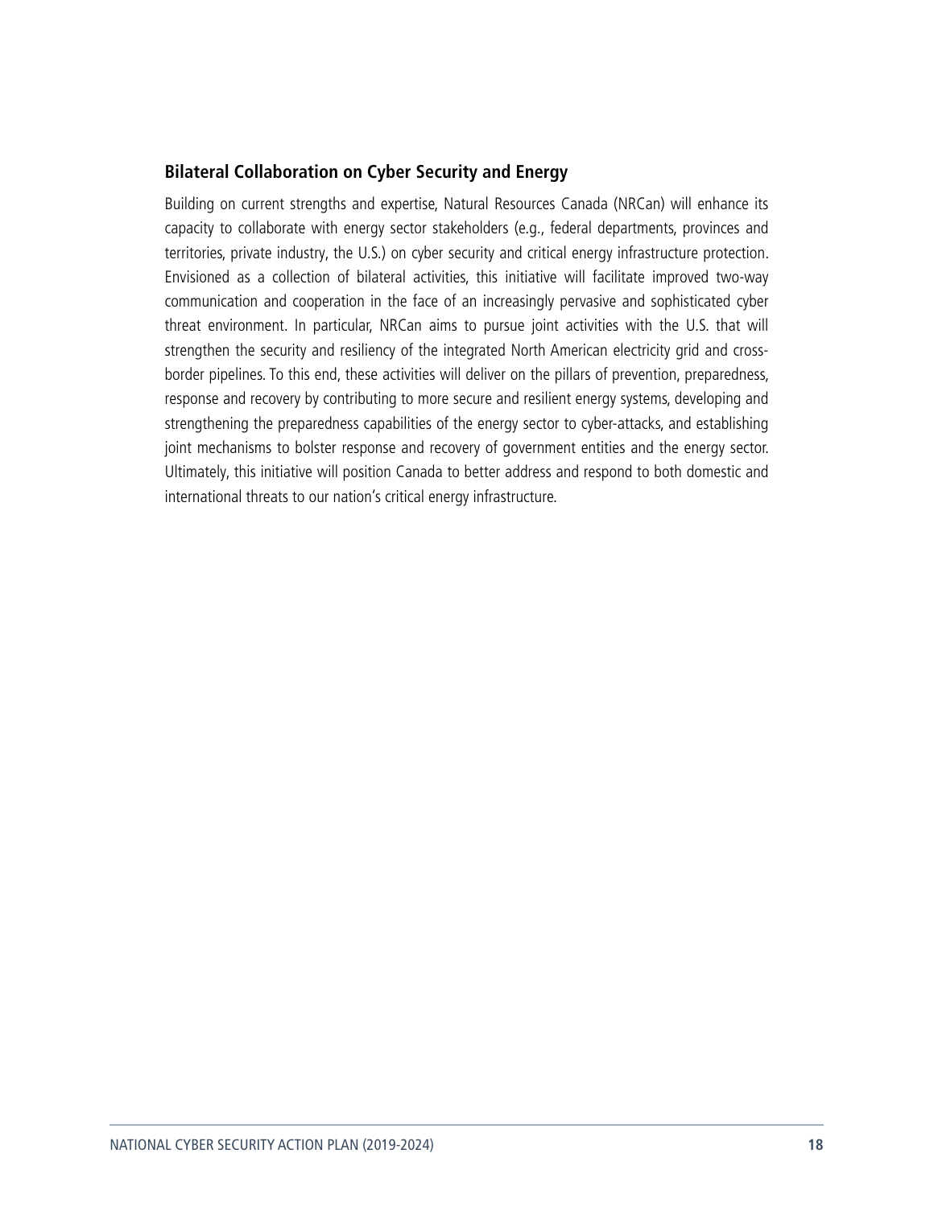### Bilateral Collaboration on Cyber Security and Energy

Building on current strengths and expertise, Natural Resources Canada (NRCan) will enhance its capacity to collaborate with energy sector stakeholders (e.g., federal departments, provinces and territories, private industry, the U.S.) on cyber security and critical energy infrastructure protection. Envisioned as a collection of bilateral activities, this initiative will facilitate improved two-way communication and cooperation in the face of an increasingly pervasive and sophisticated cyber threat environment. In particular, NRCan aims to pursue joint activities with the U.S. that will strengthen the security and resiliency of the integrated North American electricity grid and cross-border pipelines. To this end, these activities will deliver on the pillars of prevention, preparedness, response and recovery by contributing to more secure and resilient energy systems, developing and strengthening the preparedness capabilities of the energy sector to cyber-attacks, and establishing joint mechanisms to bolster response and recovery of government entities and the energy sector. Ultimately, this initiative will position Canada to better address and respond to both domestic and international threats to our nation's critical energy infrastructure.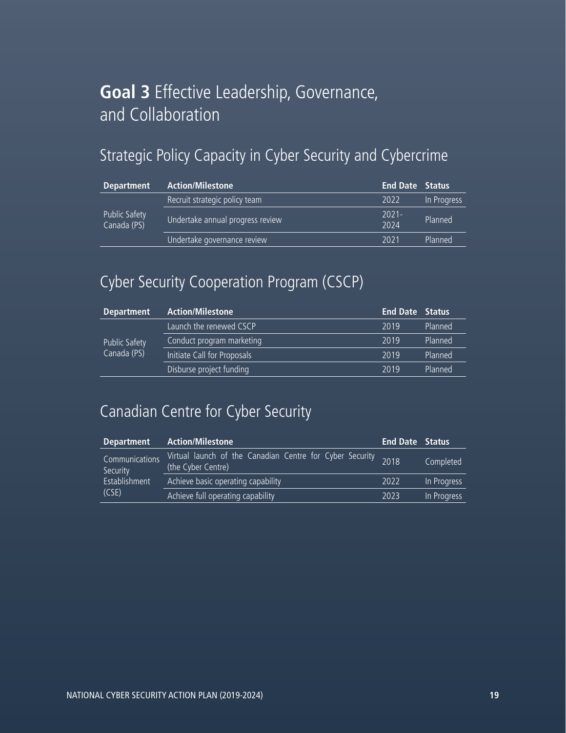# **Goal 3** Effective Leadership, Governance, and Collaboration

## Strategic Policy Capacity in Cyber Security and Cybercrime

| Department | Action/Milestone | End Date | Status |
|---|---|---|---|
| Public Safety Canada (PS) | Recruit strategic policy team | 2022 | In Progress |
| | Undertake annual progress review | 2021-2024 | Planned |
| | Undertake governance review | 2021 | Planned |

## Cyber Security Cooperation Program (CSCP)

| Department | Action/Milestone | End Date | Status |
|---|---|---|---|
| Public Safety Canada (PS) | Launch the renewed CSCP | 2019 | Planned |
| | Conduct program marketing | 2019 | Planned |
| | Initiate Call for Proposals | 2019 | Planned |
| | Disburse project funding | 2019 | Planned |

## Canadian Centre for Cyber Security

| Department | Action/Milestone | End Date | Status |
|---|---|---|---|
| Communications Security Establishment (CSE) | Virtual launch of the Canadian Centre for Cyber Security (the Cyber Centre) | 2018 | Completed |
| | Achieve basic operating capability | 2022 | In Progress |
| | Achieve full operating capability | 2023 | In Progress |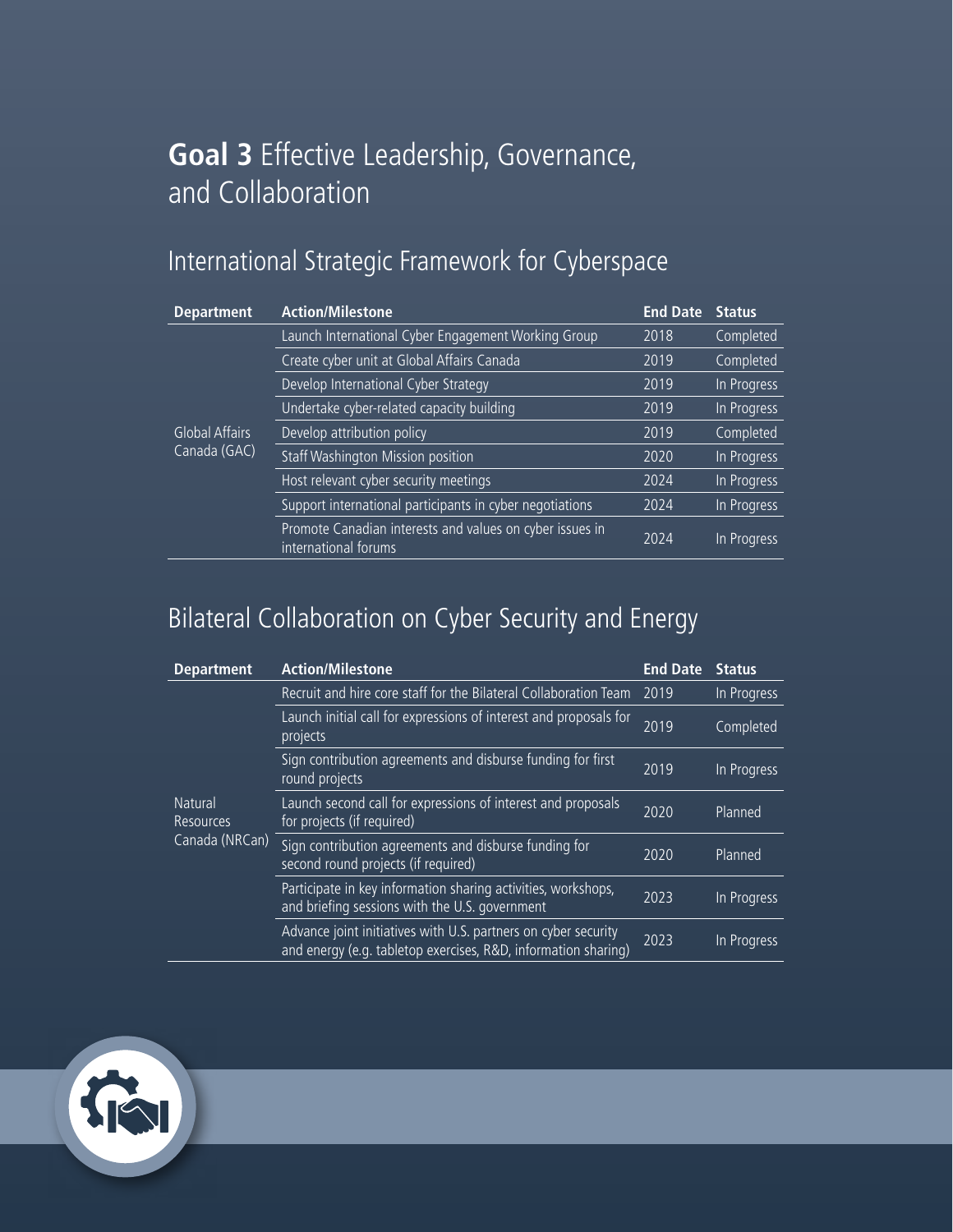# **Goal 3** Effective Leadership, Governance, and Collaboration

## International Strategic Framework for Cyberspace

| Department | Action/Milestone | End Date | Status |
|---|---|---|---|
| Global Affairs Canada (GAC) | Launch International Cyber Engagement Working Group | 2018 | Completed |
| | Create cyber unit at Global Affairs Canada | 2019 | Completed |
| | Develop International Cyber Strategy | 2019 | In Progress |
| | Undertake cyber-related capacity building | 2019 | In Progress |
| | Develop attribution policy | 2019 | Completed |
| | Staff Washington Mission position | 2020 | In Progress |
| | Host relevant cyber security meetings | 2024 | In Progress |
| | Support international participants in cyber negotiations | 2024 | In Progress |
| | Promote Canadian interests and values on cyber issues in international forums | 2024 | In Progress |

## Bilateral Collaboration on Cyber Security and Energy

| Department | Action/Milestone | End Date | Status |
|---|---|---|---|
| Natural Resources Canada (NRCan) | Recruit and hire core staff for the Bilateral Collaboration Team | 2019 | In Progress |
| | Launch initial call for expressions of interest and proposals for projects | 2019 | Completed |
| | Sign contribution agreements and disburse funding for first round projects | 2019 | In Progress |
| | Launch second call for expressions of interest and proposals for projects (if required) | 2020 | Planned |
| | Sign contribution agreements and disburse funding for second round projects (if required) | 2020 | Planned |
| | Participate in key information sharing activities, workshops, and briefing sessions with the U.S. government | 2023 | In Progress |
| | Advance joint initiatives with U.S. partners on cyber security and energy (e.g. tabletop exercises, R&D, information sharing) | 2023 | In Progress |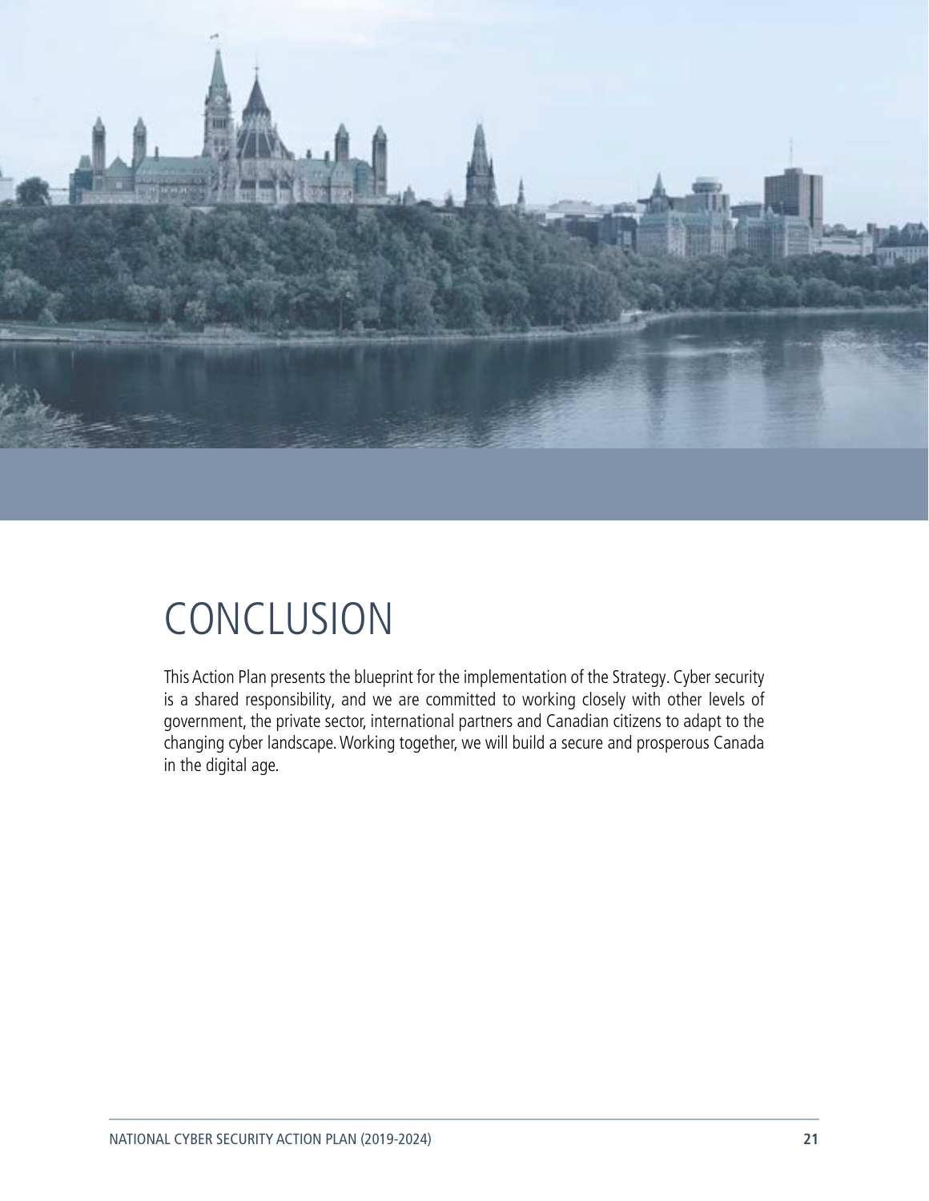# CONCLUSION

This Action Plan presents the blueprint for the implementation of the Strategy. Cyber security is a shared responsibility, and we are committed to working closely with other levels of government, the private sector, international partners and Canadian citizens to adapt to the changing cyber landscape. Working together, we will build a secure and prosperous Canada in the digital age.